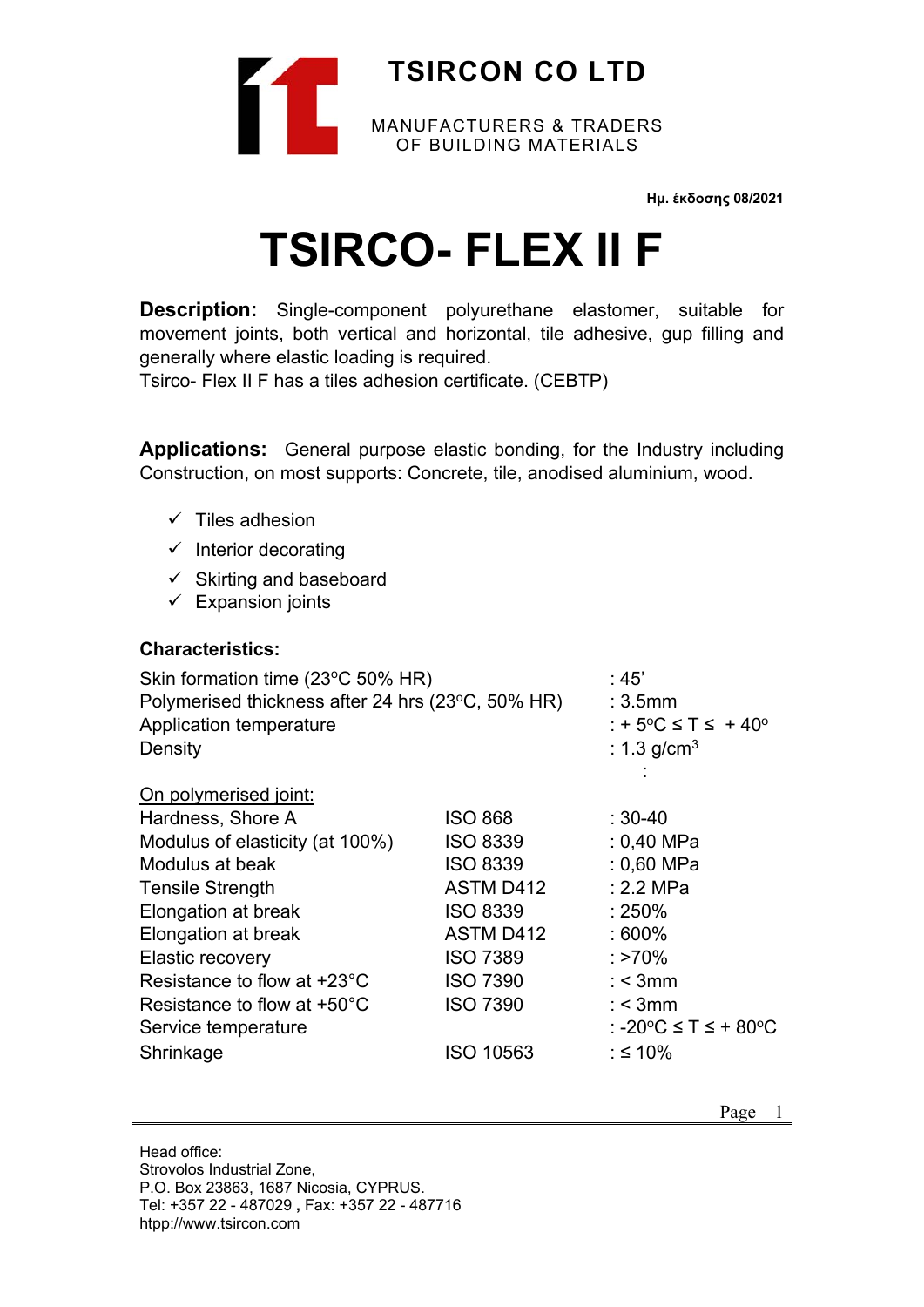# TSIRCON CO LTD

MANUFACTURERS & TRADERS OF BUILDING MATERIALS

**Ημ. έκδοσης 08/2021**

# TSIRCO- FLEX II F

**Description:** Single-component polyurethane elastomer, suitable for movement joints, both vertical and horizontal, tile adhesive, gup filling and generally where elastic loading is required.
Tsirco- Flex II F has a tiles adhesion certificate. (CEBTP)

**Applications:** General purpose elastic bonding, for the Industry including Construction, on most supports: Concrete, tile, anodised aluminium, wood.

- ✓ Tiles adhesion
- ✓ Interior decorating
- ✓ Skirting and baseboard
- ✓ Expansion joints

**Characteristics:**

| | | |
|---|---|---|
| Skin formation time (23°C 50% HR) | | : 45' |
| Polymerised thickness after 24 hrs (23°C, 50% HR) | | : 3.5mm |
| Application temperature | | : + 5°C ≤ T ≤ + 40° |
| Density | | : 1.3 g/cm$^3$ |
| | | : |
| On polymerised joint: | | |
| Hardness, Shore A | ISO 868 | : 30-40 |
| Modulus of elasticity (at 100%) | ISO 8339 | : 0,40 MPa |
| Modulus at beak | ISO 8339 | : 0,60 MPa |
| Tensile Strength | ASTM D412 | : 2.2 MPa |
| Elongation at break | ISO 8339 | : 250% |
| Elongation at break | ASTM D412 | : 600% |
| Elastic recovery | ISO 7389 | : >70% |
| Resistance to flow at +23°C | ISO 7390 | : < 3mm |
| Resistance to flow at +50°C | ISO 7390 | : < 3mm |
| Service temperature | | : -20°C ≤ T ≤ + 80°C |
| Shrinkage | ISO 10563 | : ≤ 10% |

Head office:
Strovolos Industrial Zone,
P.O. Box 23863, 1687 Nicosia, CYPRUS.
Tel: +357 22 - 487029 , Fax: +357 22 - 487716
htpp://www.tsircon.com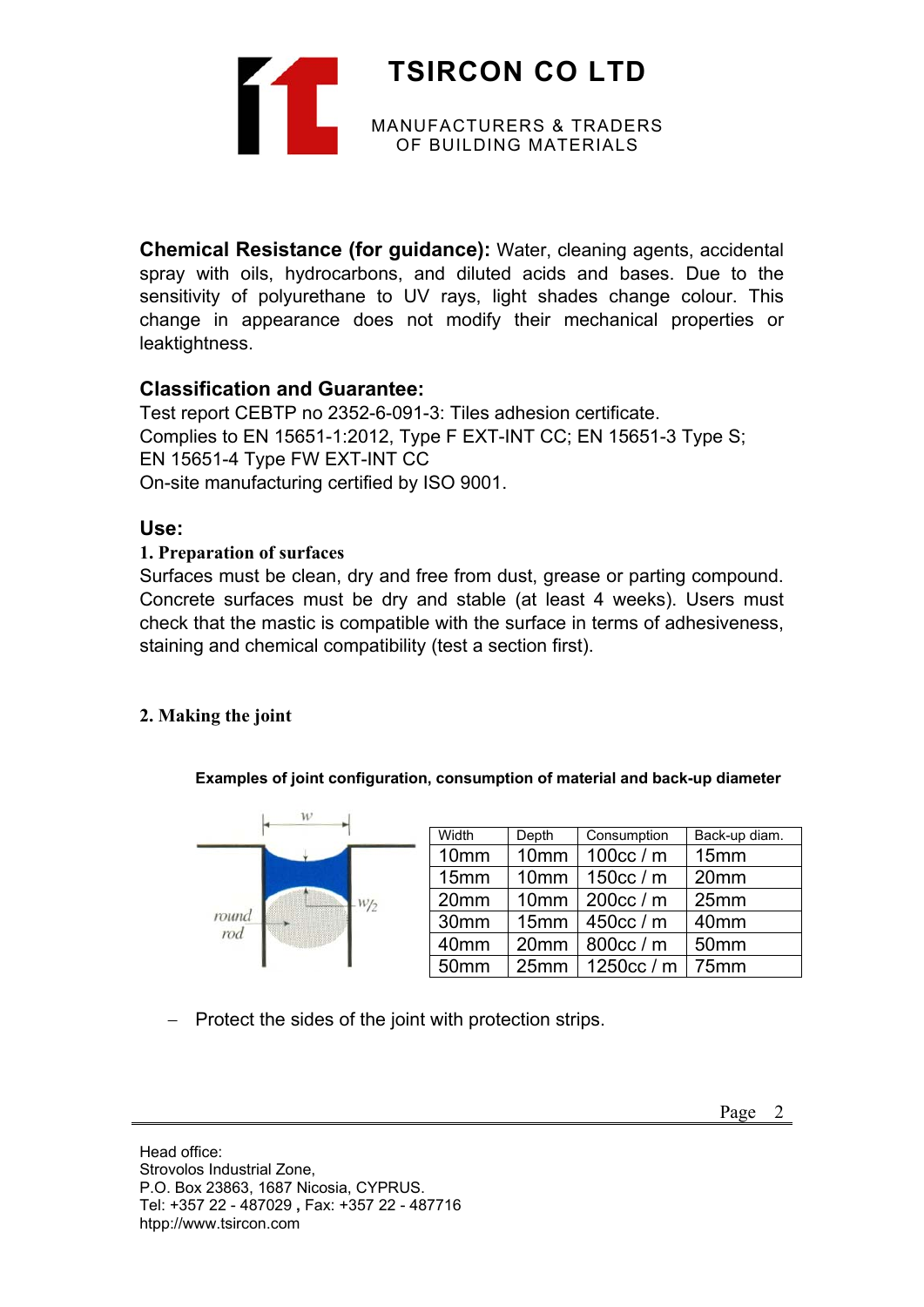**Chemical Resistance (for guidance):** Water, cleaning agents, accidental spray with oils, hydrocarbons, and diluted acids and bases. Due to the sensitivity of polyurethane to UV rays, light shades change colour. This change in appearance does not modify their mechanical properties or leaktightness.

## Classification and Guarantee:

Test report CEBTP no 2352-6-091-3: Tiles adhesion certificate.
Complies to EN 15651-1:2012, Type F EXT-INT CC; EN 15651-3 Type S; EN 15651-4 Type FW EXT-INT CC
On-site manufacturing certified by ISO 9001.

## Use:

### 1. Preparation of surfaces

Surfaces must be clean, dry and free from dust, grease or parting compound. Concrete surfaces must be dry and stable (at least 4 weeks). Users must check that the mastic is compatible with the surface in terms of adhesiveness, staining and chemical compatibility (test a section first).

### 2. Making the joint

**Examples of joint configuration, consumption of material and back-up diameter**

w

w/2

round rod

| Width | Depth | Consumption | Back-up diam. |
|---|---|---|---|
| 10mm | 10mm | 100cc / m | 15mm |
| 15mm | 10mm | 150cc / m | 20mm |
| 20mm | 10mm | 200cc / m | 25mm |
| 30mm | 15mm | 450cc / m | 40mm |
| 40mm | 20mm | 800cc / m | 50mm |
| 50mm | 25mm | 1250cc / m | 75mm |

- Protect the sides of the joint with protection strips.

Head office:
Strovolos Industrial Zone,
P.O. Box 23863, 1687 Nicosia, CYPRUS.
Tel: +357 22 - 487029 **,** Fax: +357 22 - 487716
htpp://www.tsircon.com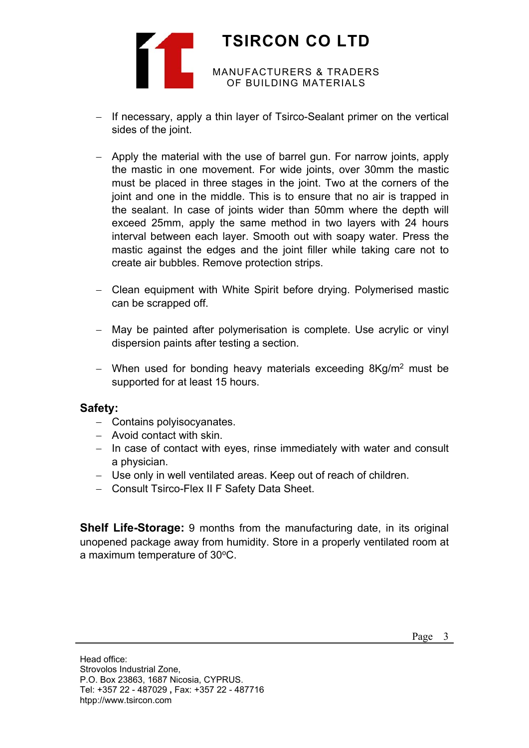- If necessary, apply a thin layer of Tsirco-Sealant primer on the vertical sides of the joint.

- Apply the material with the use of barrel gun. For narrow joints, apply the mastic in one movement. For wide joints, over 30mm the mastic must be placed in three stages in the joint. Two at the corners of the joint and one in the middle. This is to ensure that no air is trapped in the sealant. In case of joints wider than 50mm where the depth will exceed 25mm, apply the same method in two layers with 24 hours interval between each layer. Smooth out with soapy water. Press the mastic against the edges and the joint filler while taking care not to create air bubbles. Remove protection strips.

- Clean equipment with White Spirit before drying. Polymerised mastic can be scrapped off.

- May be painted after polymerisation is complete. Use acrylic or vinyl dispersion paints after testing a section.

- When used for bonding heavy materials exceeding 8Kg/m$^2$ must be supported for at least 15 hours.

**Safety:**

- Contains polyisocyanates.
- Avoid contact with skin.
- In case of contact with eyes, rinse immediately with water and consult a physician.
- Use only in well ventilated areas. Keep out of reach of children.
- Consult Tsirco-Flex II F Safety Data Sheet.

**Shelf Life-Storage:** 9 months from the manufacturing date, in its original unopened package away from humidity. Store in a properly ventilated room at a maximum temperature of 30$^o$C.